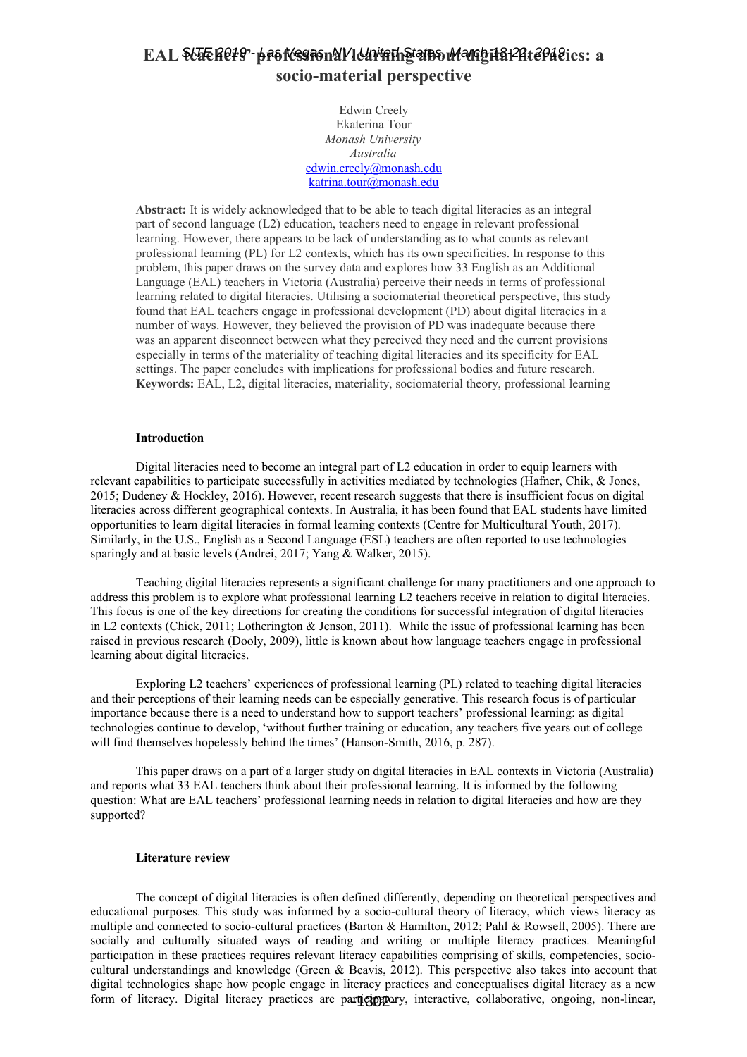# EAL teachers' professional learning about digital literacies: a socio-material perspective

Edwin Creely
Ekaterina Tour
*Monash University*
*Australia*
edwin.creely@monash.edu
katrina.tour@monash.edu

**Abstract:** It is widely acknowledged that to be able to teach digital literacies as an integral part of second language (L2) education, teachers need to engage in relevant professional learning. However, there appears to be lack of understanding as to what counts as relevant professional learning (PL) for L2 contexts, which has its own specificities. In response to this problem, this paper draws on the survey data and explores how 33 English as an Additional Language (EAL) teachers in Victoria (Australia) perceive their needs in terms of professional learning related to digital literacies. Utilising a sociomaterial theoretical perspective, this study found that EAL teachers engage in professional development (PD) about digital literacies in a number of ways. However, they believed the provision of PD was inadequate because there was an apparent disconnect between what they perceived they need and the current provisions especially in terms of the materiality of teaching digital literacies and its specificity for EAL settings. The paper concludes with implications for professional bodies and future research.
**Keywords:** EAL, L2, digital literacies, materiality, sociomaterial theory, professional learning

## Introduction

Digital literacies need to become an integral part of L2 education in order to equip learners with relevant capabilities to participate successfully in activities mediated by technologies (Hafner, Chik, & Jones, 2015; Dudeney & Hockley, 2016). However, recent research suggests that there is insufficient focus on digital literacies across different geographical contexts. In Australia, it has been found that EAL students have limited opportunities to learn digital literacies in formal learning contexts (Centre for Multicultural Youth, 2017). Similarly, in the U.S., English as a Second Language (ESL) teachers are often reported to use technologies sparingly and at basic levels (Andrei, 2017; Yang & Walker, 2015).

Teaching digital literacies represents a significant challenge for many practitioners and one approach to address this problem is to explore what professional learning L2 teachers receive in relation to digital literacies. This focus is one of the key directions for creating the conditions for successful integration of digital literacies in L2 contexts (Chick, 2011; Lotherington & Jenson, 2011). While the issue of professional learning has been raised in previous research (Dooly, 2009), little is known about how language teachers engage in professional learning about digital literacies.

Exploring L2 teachers' experiences of professional learning (PL) related to teaching digital literacies and their perceptions of their learning needs can be especially generative. This research focus is of particular importance because there is a need to understand how to support teachers' professional learning: as digital technologies continue to develop, 'without further training or education, any teachers five years out of college will find themselves hopelessly behind the times' (Hanson-Smith, 2016, p. 287).

This paper draws on a part of a larger study on digital literacies in EAL contexts in Victoria (Australia) and reports what 33 EAL teachers think about their professional learning. It is informed by the following question: What are EAL teachers' professional learning needs in relation to digital literacies and how are they supported?

## Literature review

The concept of digital literacies is often defined differently, depending on theoretical perspectives and educational purposes. This study was informed by a socio-cultural theory of literacy, which views literacy as multiple and connected to socio-cultural practices (Barton & Hamilton, 2012; Pahl & Rowsell, 2005). There are socially and culturally situated ways of reading and writing or multiple literacy practices. Meaningful participation in these practices requires relevant literacy capabilities comprising of skills, competencies, socio-cultural understandings and knowledge (Green & Beavis, 2012). This perspective also takes into account that digital technologies shape how people engage in literacy practices and conceptualises digital literacy as a new form of literacy. Digital literacy practices are participatory, interactive, collaborative, ongoing, non-linear,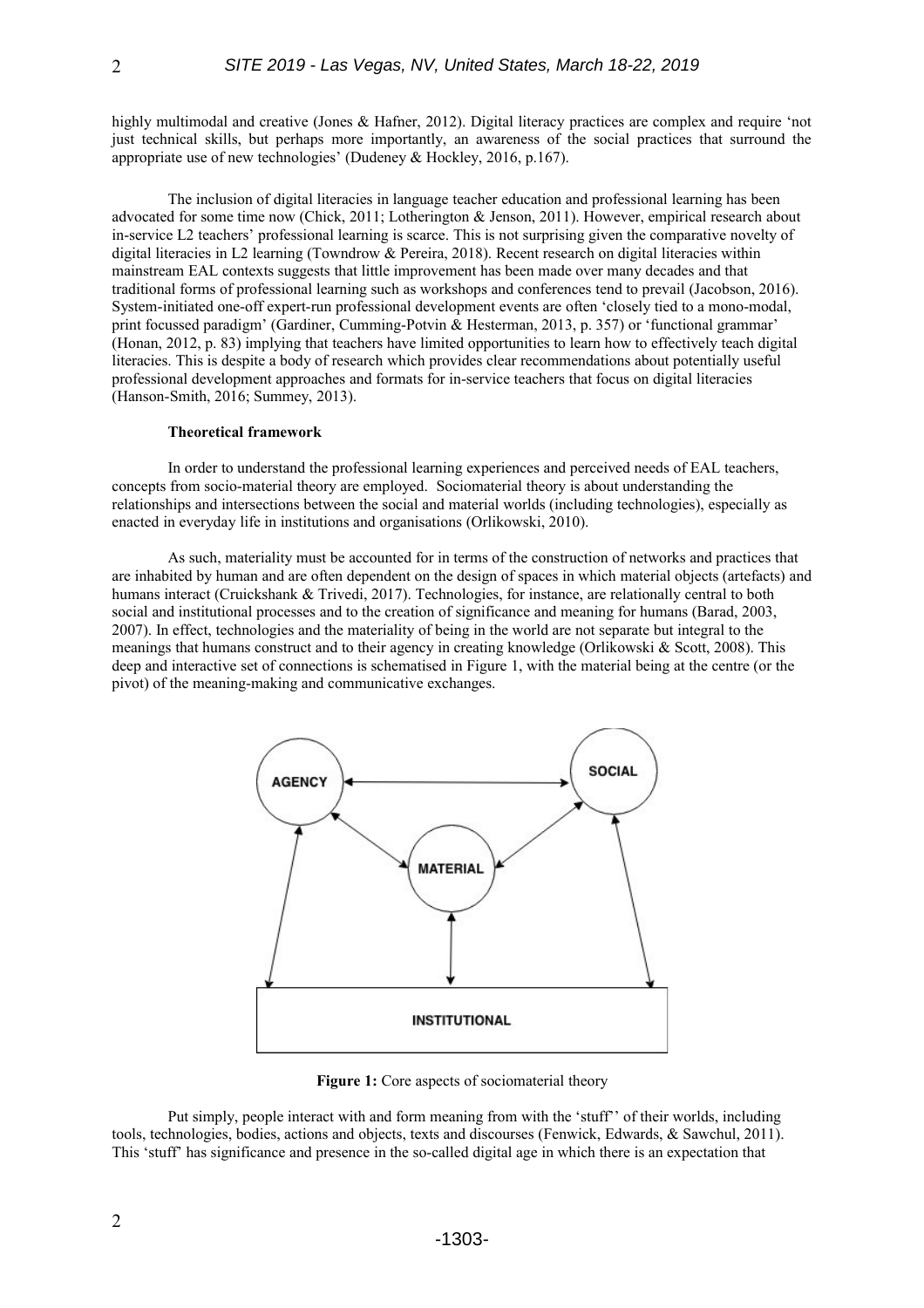highly multimodal and creative (Jones & Hafner, 2012). Digital literacy practices are complex and require 'not just technical skills, but perhaps more importantly, an awareness of the social practices that surround the appropriate use of new technologies' (Dudeney & Hockley, 2016, p.167).

The inclusion of digital literacies in language teacher education and professional learning has been advocated for some time now (Chick, 2011; Lotherington & Jenson, 2011). However, empirical research about in-service L2 teachers' professional learning is scarce. This is not surprising given the comparative novelty of digital literacies in L2 learning (Towndrow & Pereira, 2018). Recent research on digital literacies within mainstream EAL contexts suggests that little improvement has been made over many decades and that traditional forms of professional learning such as workshops and conferences tend to prevail (Jacobson, 2016). System-initiated one-off expert-run professional development events are often 'closely tied to a mono-modal, print focussed paradigm' (Gardiner, Cumming-Potvin & Hesterman, 2013, p. 357) or 'functional grammar' (Honan, 2012, p. 83) implying that teachers have limited opportunities to learn how to effectively teach digital literacies. This is despite a body of research which provides clear recommendations about potentially useful professional development approaches and formats for in-service teachers that focus on digital literacies (Hanson-Smith, 2016; Summey, 2013).

### Theoretical framework

In order to understand the professional learning experiences and perceived needs of EAL teachers, concepts from socio-material theory are employed. Sociomaterial theory is about understanding the relationships and intersections between the social and material worlds (including technologies), especially as enacted in everyday life in institutions and organisations (Orlikowski, 2010).

As such, materiality must be accounted for in terms of the construction of networks and practices that are inhabited by human and are often dependent on the design of spaces in which material objects (artefacts) and humans interact (Cruickshank & Trivedi, 2017). Technologies, for instance, are relationally central to both social and institutional processes and to the creation of significance and meaning for humans (Barad, 2003, 2007). In effect, technologies and the materiality of being in the world are not separate but integral to the meanings that humans construct and to their agency in creating knowledge (Orlikowski & Scott, 2008). This deep and interactive set of connections is schematised in Figure 1, with the material being at the centre (or the pivot) of the meaning-making and communicative exchanges.

**Figure 1:** Core aspects of sociomaterial theory

Put simply, people interact with and form meaning from with the 'stuff'' of their worlds, including tools, technologies, bodies, actions and objects, texts and discourses (Fenwick, Edwards, & Sawchul, 2011). This 'stuff' has significance and presence in the so-called digital age in which there is an expectation that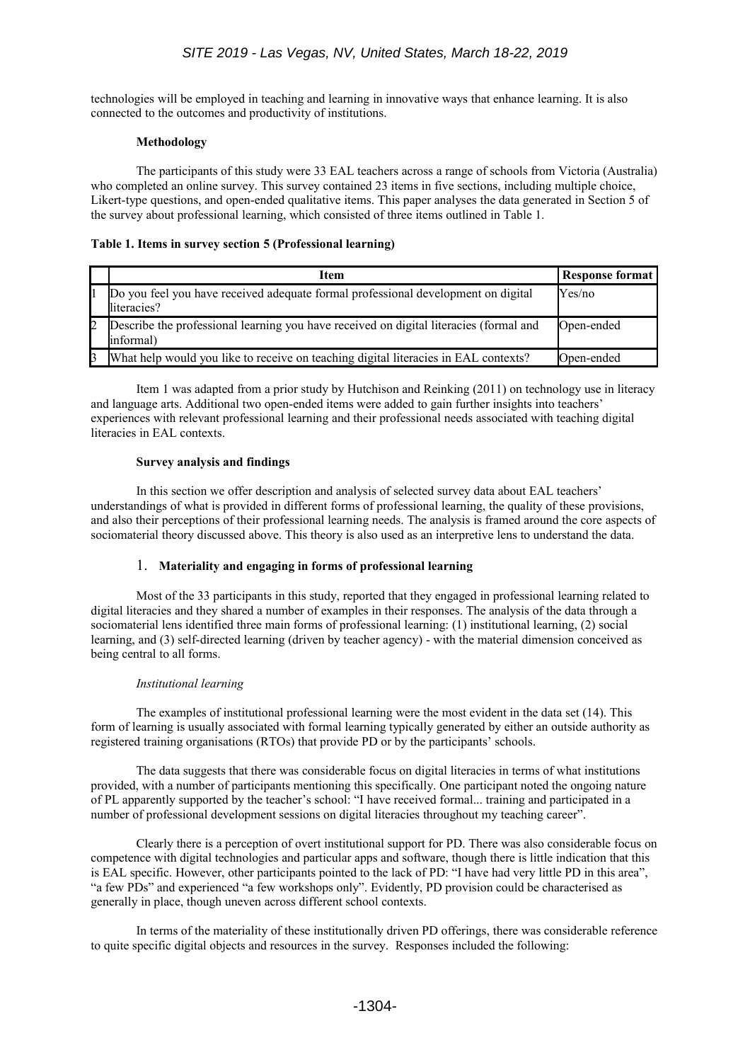technologies will be employed in teaching and learning in innovative ways that enhance learning. It is also connected to the outcomes and productivity of institutions.

### Methodology

The participants of this study were 33 EAL teachers across a range of schools from Victoria (Australia) who completed an online survey. This survey contained 23 items in five sections, including multiple choice, Likert-type questions, and open-ended qualitative items. This paper analyses the data generated in Section 5 of the survey about professional learning, which consisted of three items outlined in Table 1.

**Table 1. Items in survey section 5 (Professional learning)**

| | Item | Response format |
|---|---|---|
| 1 | Do you feel you have received adequate formal professional development on digital literacies? | Yes/no |
| 2 | Describe the professional learning you have received on digital literacies (formal and informal) | Open-ended |
| 3 | What help would you like to receive on teaching digital literacies in EAL contexts? | Open-ended |

Item 1 was adapted from a prior study by Hutchison and Reinking (2011) on technology use in literacy and language arts. Additional two open-ended items were added to gain further insights into teachers' experiences with relevant professional learning and their professional needs associated with teaching digital literacies in EAL contexts.

### Survey analysis and findings

In this section we offer description and analysis of selected survey data about EAL teachers' understandings of what is provided in different forms of professional learning, the quality of these provisions, and also their perceptions of their professional learning needs. The analysis is framed around the core aspects of sociomaterial theory discussed above. This theory is also used as an interpretive lens to understand the data.

#### 1. Materiality and engaging in forms of professional learning

Most of the 33 participants in this study, reported that they engaged in professional learning related to digital literacies and they shared a number of examples in their responses. The analysis of the data through a sociomaterial lens identified three main forms of professional learning: (1) institutional learning, (2) social learning, and (3) self-directed learning (driven by teacher agency) - with the material dimension conceived as being central to all forms.

*Institutional learning*

The examples of institutional professional learning were the most evident in the data set (14). This form of learning is usually associated with formal learning typically generated by either an outside authority as registered training organisations (RTOs) that provide PD or by the participants' schools.

The data suggests that there was considerable focus on digital literacies in terms of what institutions provided, with a number of participants mentioning this specifically. One participant noted the ongoing nature of PL apparently supported by the teacher's school: "I have received formal... training and participated in a number of professional development sessions on digital literacies throughout my teaching career".

Clearly there is a perception of overt institutional support for PD. There was also considerable focus on competence with digital technologies and particular apps and software, though there is little indication that this is EAL specific. However, other participants pointed to the lack of PD: "I have had very little PD in this area", "a few PDs" and experienced "a few workshops only". Evidently, PD provision could be characterised as generally in place, though uneven across different school contexts.

In terms of the materiality of these institutionally driven PD offerings, there was considerable reference to quite specific digital objects and resources in the survey. Responses included the following: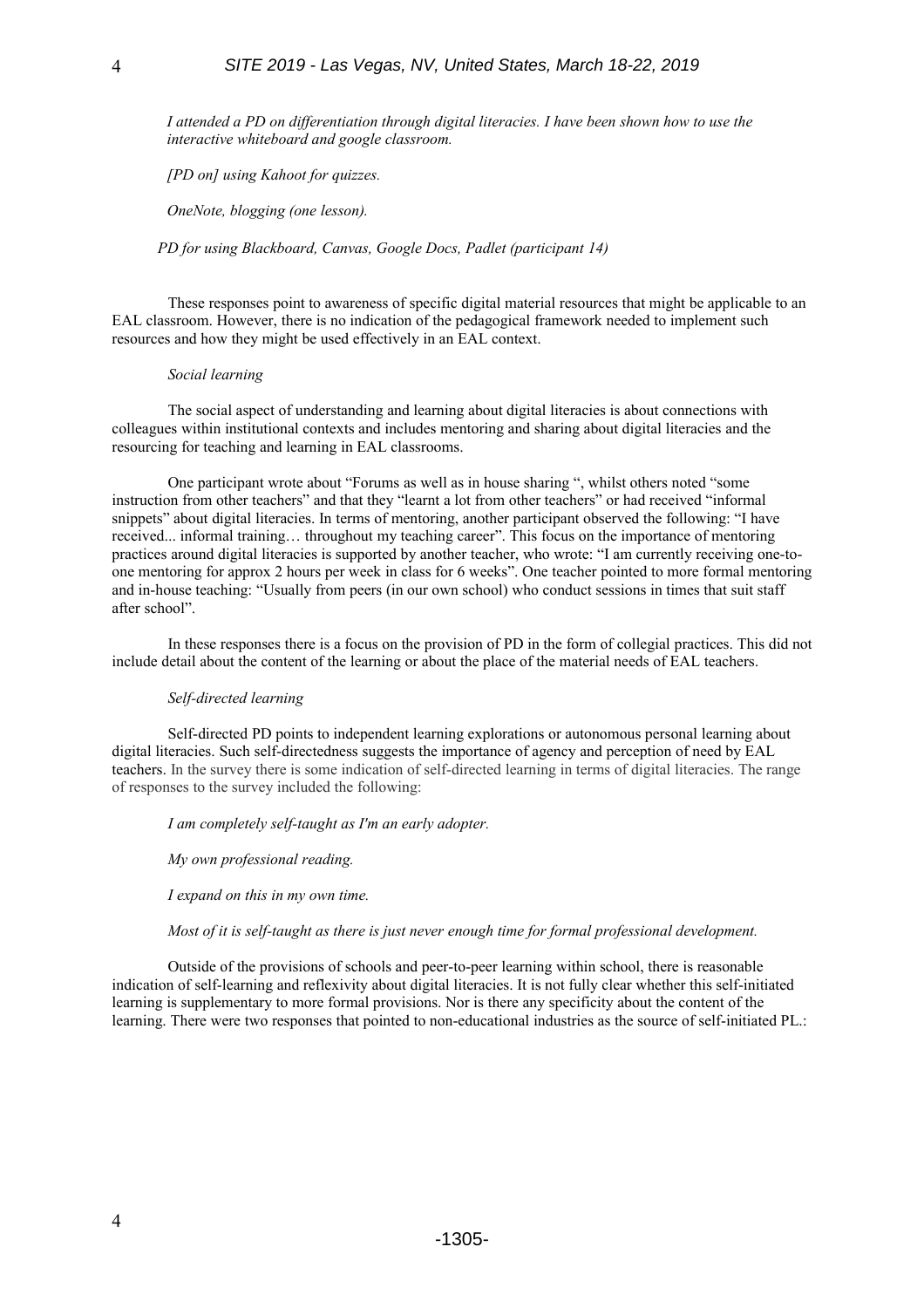*I attended a PD on differentiation through digital literacies. I have been shown how to use the interactive whiteboard and google classroom.*

*[PD on] using Kahoot for quizzes.*

*OneNote, blogging (one lesson).*

*PD for using Blackboard, Canvas, Google Docs, Padlet (participant 14)*

These responses point to awareness of specific digital material resources that might be applicable to an EAL classroom. However, there is no indication of the pedagogical framework needed to implement such resources and how they might be used effectively in an EAL context.

*Social learning*

The social aspect of understanding and learning about digital literacies is about connections with colleagues within institutional contexts and includes mentoring and sharing about digital literacies and the resourcing for teaching and learning in EAL classrooms.

One participant wrote about "Forums as well as in house sharing ", whilst others noted "some instruction from other teachers" and that they "learnt a lot from other teachers" or had received "informal snippets" about digital literacies. In terms of mentoring, another participant observed the following: "I have received... informal training… throughout my teaching career". This focus on the importance of mentoring practices around digital literacies is supported by another teacher, who wrote: "I am currently receiving one-to-one mentoring for approx 2 hours per week in class for 6 weeks". One teacher pointed to more formal mentoring and in-house teaching: "Usually from peers (in our own school) who conduct sessions in times that suit staff after school".

In these responses there is a focus on the provision of PD in the form of collegial practices. This did not include detail about the content of the learning or about the place of the material needs of EAL teachers.

*Self-directed learning*

Self-directed PD points to independent learning explorations or autonomous personal learning about digital literacies. Such self-directedness suggests the importance of agency and perception of need by EAL teachers. In the survey there is some indication of self-directed learning in terms of digital literacies. The range of responses to the survey included the following:

*I am completely self-taught as I'm an early adopter.*

*My own professional reading.*

*I expand on this in my own time.*

*Most of it is self-taught as there is just never enough time for formal professional development.*

Outside of the provisions of schools and peer-to-peer learning within school, there is reasonable indication of self-learning and reflexivity about digital literacies. It is not fully clear whether this self-initiated learning is supplementary to more formal provisions. Nor is there any specificity about the content of the learning. There were two responses that pointed to non-educational industries as the source of self-initiated PL.: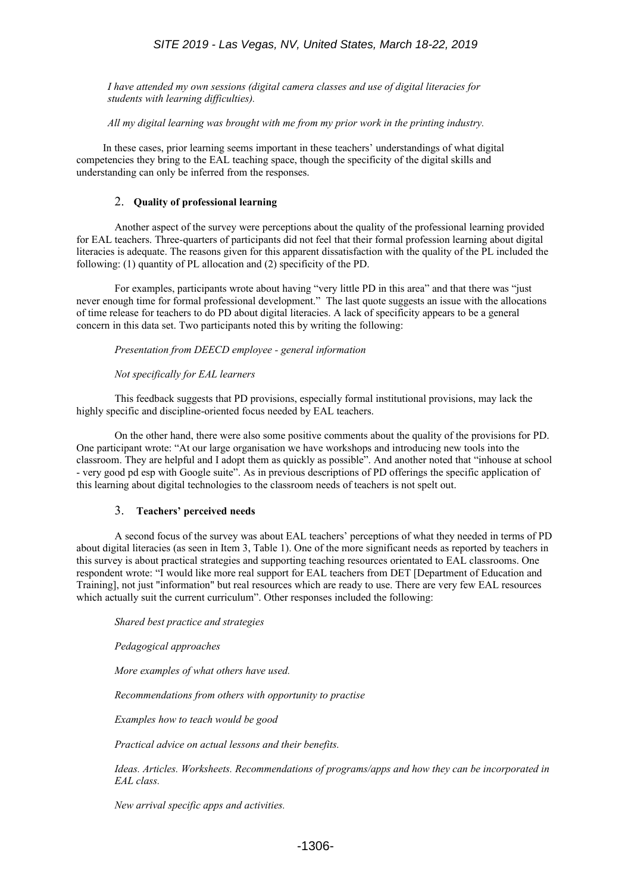*I have attended my own sessions (digital camera classes and use of digital literacies for students with learning difficulties).*

*All my digital learning was brought with me from my prior work in the printing industry.*

In these cases, prior learning seems important in these teachers' understandings of what digital competencies they bring to the EAL teaching space, though the specificity of the digital skills and understanding can only be inferred from the responses.

### 2. Quality of professional learning

Another aspect of the survey were perceptions about the quality of the professional learning provided for EAL teachers. Three-quarters of participants did not feel that their formal profession learning about digital literacies is adequate. The reasons given for this apparent dissatisfaction with the quality of the PL included the following: (1) quantity of PL allocation and (2) specificity of the PD.

For examples, participants wrote about having "very little PD in this area" and that there was "just never enough time for formal professional development." The last quote suggests an issue with the allocations of time release for teachers to do PD about digital literacies. A lack of specificity appears to be a general concern in this data set. Two participants noted this by writing the following:

*Presentation from DEECD employee - general information*

*Not specifically for EAL learners*

This feedback suggests that PD provisions, especially formal institutional provisions, may lack the highly specific and discipline-oriented focus needed by EAL teachers.

On the other hand, there were also some positive comments about the quality of the provisions for PD. One participant wrote: "At our large organisation we have workshops and introducing new tools into the classroom. They are helpful and I adopt them as quickly as possible". And another noted that "inhouse at school - very good pd esp with Google suite". As in previous descriptions of PD offerings the specific application of this learning about digital technologies to the classroom needs of teachers is not spelt out.

### 3. Teachers' perceived needs

A second focus of the survey was about EAL teachers' perceptions of what they needed in terms of PD about digital literacies (as seen in Item 3, Table 1). One of the more significant needs as reported by teachers in this survey is about practical strategies and supporting teaching resources orientated to EAL classrooms. One respondent wrote: "I would like more real support for EAL teachers from DET [Department of Education and Training], not just "information" but real resources which are ready to use. There are very few EAL resources which actually suit the current curriculum". Other responses included the following:

*Shared best practice and strategies*

*Pedagogical approaches*

*More examples of what others have used.*

*Recommendations from others with opportunity to practise*

*Examples how to teach would be good*

*Practical advice on actual lessons and their benefits.*

*Ideas. Articles. Worksheets. Recommendations of programs/apps and how they can be incorporated in EAL class.*

*New arrival specific apps and activities.*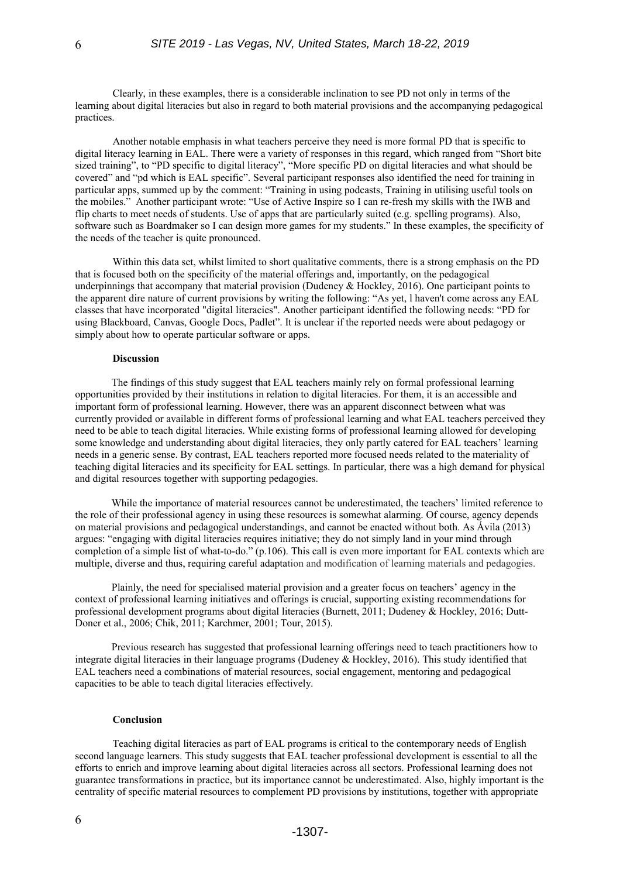Clearly, in these examples, there is a considerable inclination to see PD not only in terms of the learning about digital literacies but also in regard to both material provisions and the accompanying pedagogical practices.

Another notable emphasis in what teachers perceive they need is more formal PD that is specific to digital literacy learning in EAL. There were a variety of responses in this regard, which ranged from "Short bite sized training", to "PD specific to digital literacy", "More specific PD on digital literacies and what should be covered" and "pd which is EAL specific". Several participant responses also identified the need for training in particular apps, summed up by the comment: "Training in using podcasts, Training in utilising useful tools on the mobiles." Another participant wrote: "Use of Active Inspire so I can re-fresh my skills with the IWB and flip charts to meet needs of students. Use of apps that are particularly suited (e.g. spelling programs). Also, software such as Boardmaker so I can design more games for my students." In these examples, the specificity of the needs of the teacher is quite pronounced.

Within this data set, whilst limited to short qualitative comments, there is a strong emphasis on the PD that is focused both on the specificity of the material offerings and, importantly, on the pedagogical underpinnings that accompany that material provision (Dudeney & Hockley, 2016). One participant points to the apparent dire nature of current provisions by writing the following: "As yet, l haven't come across any EAL classes that have incorporated "digital literacies". Another participant identified the following needs: "PD for using Blackboard, Canvas, Google Docs, Padlet". It is unclear if the reported needs were about pedagogy or simply about how to operate particular software or apps.

## Discussion

The findings of this study suggest that EAL teachers mainly rely on formal professional learning opportunities provided by their institutions in relation to digital literacies. For them, it is an accessible and important form of professional learning. However, there was an apparent disconnect between what was currently provided or available in different forms of professional learning and what EAL teachers perceived they need to be able to teach digital literacies. While existing forms of professional learning allowed for developing some knowledge and understanding about digital literacies, they only partly catered for EAL teachers' learning needs in a generic sense. By contrast, EAL teachers reported more focused needs related to the materiality of teaching digital literacies and its specificity for EAL settings. In particular, there was a high demand for physical and digital resources together with supporting pedagogies.

While the importance of material resources cannot be underestimated, the teachers' limited reference to the role of their professional agency in using these resources is somewhat alarming. Of course, agency depends on material provisions and pedagogical understandings, and cannot be enacted without both. As Ávila (2013) argues: "engaging with digital literacies requires initiative; they do not simply land in your mind through completion of a simple list of what-to-do." (p.106). This call is even more important for EAL contexts which are multiple, diverse and thus, requiring careful adaptation and modification of learning materials and pedagogies.

Plainly, the need for specialised material provision and a greater focus on teachers' agency in the context of professional learning initiatives and offerings is crucial, supporting existing recommendations for professional development programs about digital literacies (Burnett, 2011; Dudeney & Hockley, 2016; Dutt-Doner et al., 2006; Chik, 2011; Karchmer, 2001; Tour, 2015).

Previous research has suggested that professional learning offerings need to teach practitioners how to integrate digital literacies in their language programs (Dudeney & Hockley, 2016). This study identified that EAL teachers need a combinations of material resources, social engagement, mentoring and pedagogical capacities to be able to teach digital literacies effectively.

## Conclusion

Teaching digital literacies as part of EAL programs is critical to the contemporary needs of English second language learners. This study suggests that EAL teacher professional development is essential to all the efforts to enrich and improve learning about digital literacies across all sectors. Professional learning does not guarantee transformations in practice, but its importance cannot be underestimated. Also, highly important is the centrality of specific material resources to complement PD provisions by institutions, together with appropriate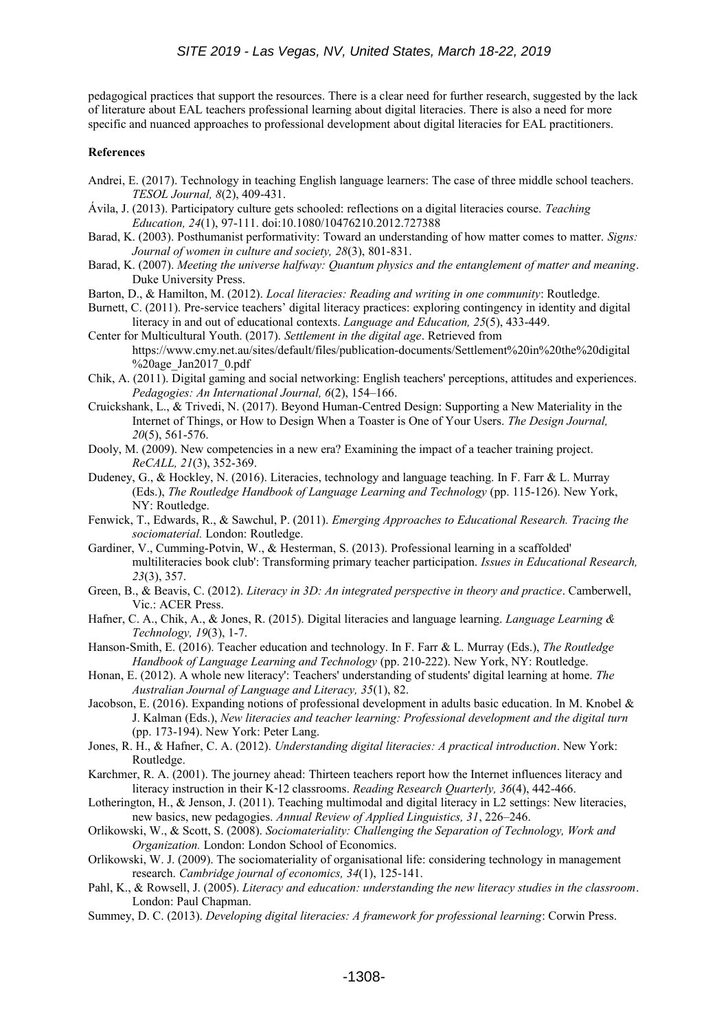pedagogical practices that support the resources. There is a clear need for further research, suggested by the lack of literature about EAL teachers professional learning about digital literacies. There is also a need for more specific and nuanced approaches to professional development about digital literacies for EAL practitioners.

**References**

Andrei, E. (2017). Technology in teaching English language learners: The case of three middle school teachers. *TESOL Journal, 8*(2), 409-431.

Ávila, J. (2013). Participatory culture gets schooled: reflections on a digital literacies course. *Teaching Education, 24*(1), 97-111. doi:10.1080/10476210.2012.727388

Barad, K. (2003). Posthumanist performativity: Toward an understanding of how matter comes to matter. *Signs: Journal of women in culture and society, 28*(3), 801-831.

Barad, K. (2007). *Meeting the universe halfway: Quantum physics and the entanglement of matter and meaning*. Duke University Press.

Barton, D., & Hamilton, M. (2012). *Local literacies: Reading and writing in one community*: Routledge.

Burnett, C. (2011). Pre-service teachers' digital literacy practices: exploring contingency in identity and digital literacy in and out of educational contexts. *Language and Education, 25*(5), 433-449.

Center for Multicultural Youth. (2017). *Settlement in the digital age*. Retrieved from https://www.cmy.net.au/sites/default/files/publication-documents/Settlement%20in%20the%20digital%20age_Jan2017_0.pdf

Chik, A. (2011). Digital gaming and social networking: English teachers' perceptions, attitudes and experiences. *Pedagogies: An International Journal, 6*(2), 154–166.

Cruickshank, L., & Trivedi, N. (2017). Beyond Human-Centred Design: Supporting a New Materiality in the Internet of Things, or How to Design When a Toaster is One of Your Users. *The Design Journal, 20*(5), 561-576.

Dooly, M. (2009). New competencies in a new era? Examining the impact of a teacher training project. *ReCALL, 21*(3), 352-369.

Dudeney, G., & Hockley, N. (2016). Literacies, technology and language teaching. In F. Farr & L. Murray (Eds.), *The Routledge Handbook of Language Learning and Technology* (pp. 115-126). New York, NY: Routledge.

Fenwick, T., Edwards, R., & Sawchul, P. (2011). *Emerging Approaches to Educational Research. Tracing the sociomaterial.* London: Routledge.

Gardiner, V., Cumming-Potvin, W., & Hesterman, S. (2013). Professional learning in a scaffolded' multiliteracies book club': Transforming primary teacher participation. *Issues in Educational Research, 23*(3), 357.

Green, B., & Beavis, C. (2012). *Literacy in 3D: An integrated perspective in theory and practice*. Camberwell, Vic.: ACER Press.

Hafner, C. A., Chik, A., & Jones, R. (2015). Digital literacies and language learning. *Language Learning & Technology, 19*(3), 1-7.

Hanson-Smith, E. (2016). Teacher education and technology. In F. Farr & L. Murray (Eds.), *The Routledge Handbook of Language Learning and Technology* (pp. 210-222). New York, NY: Routledge.

Honan, E. (2012). A whole new literacy': Teachers' understanding of students' digital learning at home. *The Australian Journal of Language and Literacy, 35*(1), 82.

Jacobson, E. (2016). Expanding notions of professional development in adults basic education. In M. Knobel & J. Kalman (Eds.), *New literacies and teacher learning: Professional development and the digital turn* (pp. 173-194). New York: Peter Lang.

Jones, R. H., & Hafner, C. A. (2012). *Understanding digital literacies: A practical introduction*. New York: Routledge.

Karchmer, R. A. (2001). The journey ahead: Thirteen teachers report how the Internet influences literacy and literacy instruction in their K-12 classrooms. *Reading Research Quarterly, 36*(4), 442-466.

Lotherington, H., & Jenson, J. (2011). Teaching multimodal and digital literacy in L2 settings: New literacies, new basics, new pedagogies. *Annual Review of Applied Linguistics, 31*, 226–246.

Orlikowski, W., & Scott, S. (2008). *Sociomateriality: Challenging the Separation of Technology, Work and Organization.* London: London School of Economics.

Orlikowski, W. J. (2009). The sociomateriality of organisational life: considering technology in management research. *Cambridge journal of economics, 34*(1), 125-141.

Pahl, K., & Rowsell, J. (2005). *Literacy and education: understanding the new literacy studies in the classroom*. London: Paul Chapman.

Summey, D. C. (2013). *Developing digital literacies: A framework for professional learning*: Corwin Press.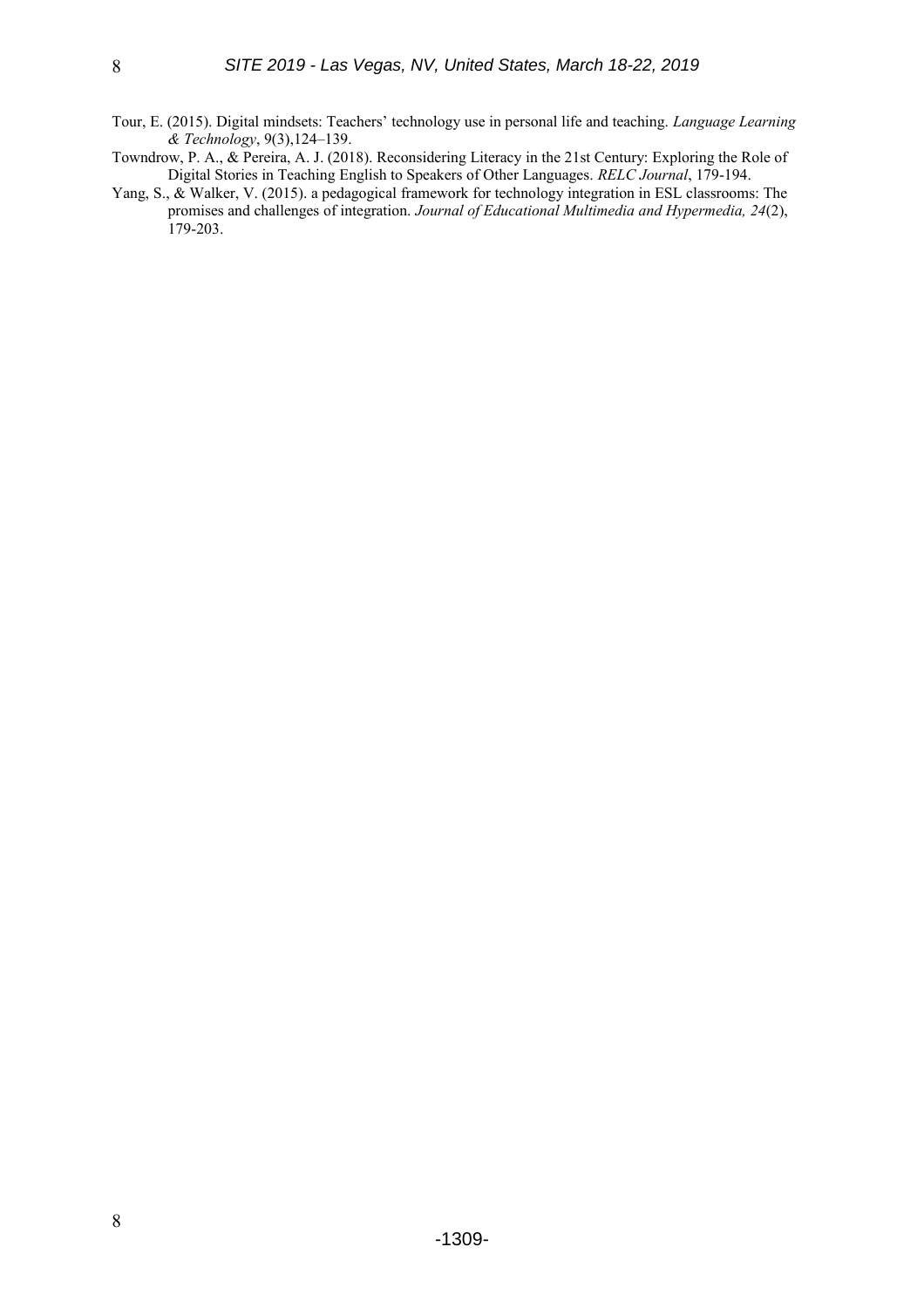Tour, E. (2015). Digital mindsets: Teachers' technology use in personal life and teaching. *Language Learning & Technology*, 9(3),124–139.

Towndrow, P. A., & Pereira, A. J. (2018). Reconsidering Literacy in the 21st Century: Exploring the Role of Digital Stories in Teaching English to Speakers of Other Languages. *RELC Journal*, 179-194.

Yang, S., & Walker, V. (2015). a pedagogical framework for technology integration in ESL classrooms: The promises and challenges of integration. *Journal of Educational Multimedia and Hypermedia, 24*(2), 179-203.